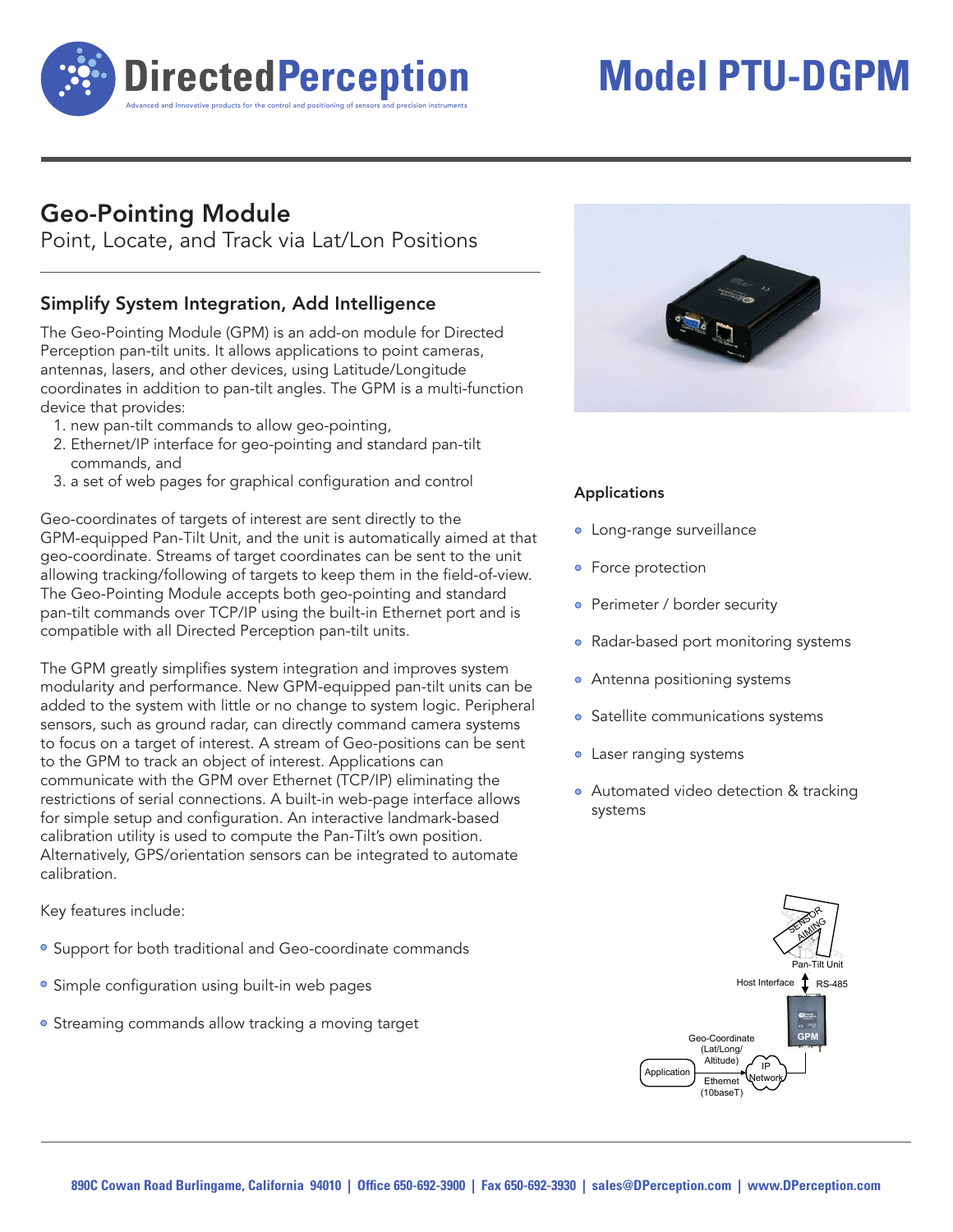# DirectedPerception

Advanced and Innovative products for the control and positioning of sensors and precision instruments

# Model PTU-DGPM

## Geo-Pointing Module

Point, Locate, and Track via Lat/Lon Positions

### Simplify System Integration, Add Intelligence

The Geo-Pointing Module (GPM) is an add-on module for Directed Perception pan-tilt units. It allows applications to point cameras, antennas, lasers, and other devices, using Latitude/Longitude coordinates in addition to pan-tilt angles. The GPM is a multi-function device that provides:

1. new pan-tilt commands to allow geo-pointing,
2. Ethernet/IP interface for geo-pointing and standard pan-tilt commands, and
3. a set of web pages for graphical configuration and control

Geo-coordinates of targets of interest are sent directly to the GPM-equipped Pan-Tilt Unit, and the unit is automatically aimed at that geo-coordinate. Streams of target coordinates can be sent to the unit allowing tracking/following of targets to keep them in the field-of-view. The Geo-Pointing Module accepts both geo-pointing and standard pan-tilt commands over TCP/IP using the built-in Ethernet port and is compatible with all Directed Perception pan-tilt units.

The GPM greatly simplifies system integration and improves system modularity and performance. New GPM-equipped pan-tilt units can be added to the system with little or no change to system logic. Peripheral sensors, such as ground radar, can directly command camera systems to focus on a target of interest. A stream of Geo-positions can be sent to the GPM to track an object of interest. Applications can communicate with the GPM over Ethernet (TCP/IP) eliminating the restrictions of serial connections. A built-in web-page interface allows for simple setup and configuration. An interactive landmark-based calibration utility is used to compute the Pan-Tilt's own position. Alternatively, GPS/orientation sensors can be integrated to automate calibration.

Key features include:

- Support for both traditional and Geo-coordinate commands
- Simple configuration using built-in web pages
- Streaming commands allow tracking a moving target

#### Applications

- Long-range surveillance
- Force protection
- Perimeter / border security
- Radar-based port monitoring systems
- Antenna positioning systems
- Satellite communications systems
- Laser ranging systems
- Automated video detection & tracking systems

SENSOR AIMING

Pan-Tilt Unit

Host Interface RS-485

GPM

Geo-Coordinate (Lat/Long/ Altitude)

Application

Ethernet (10baseT)

IP Network

890C Cowan Road Burlingame, California 94010 | Office 650-692-3900 | Fax 650-692-3930 | sales@DPerception.com | www.DPerception.com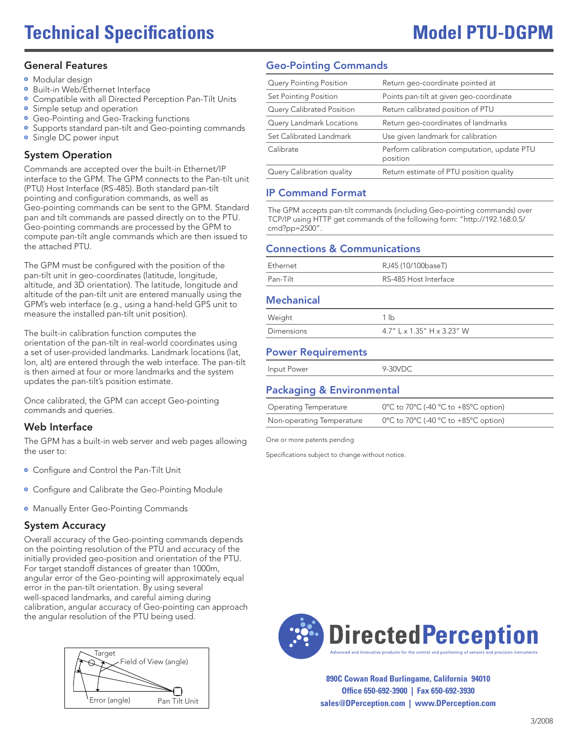# Technical Specifications

# Model PTU-DGPM

## General Features

- Modular design
- Built-in Web/Ethernet Interface
- Compatible with all Directed Perception Pan-Tilt Units
- Simple setup and operation
- Geo-Pointing and Geo-Tracking functions
- Supports standard pan-tilt and Geo-pointing commands
- Single DC power input

## System Operation

Commands are accepted over the built-in Ethernet/IP interface to the GPM. The GPM connects to the Pan-tilt unit (PTU) Host Interface (RS-485). Both standard pan-tilt pointing and configuration commands, as well as Geo-pointing commands can be sent to the GPM. Standard pan and tilt commands are passed directly on to the PTU. Geo-pointing commands are processed by the GPM to compute pan-tilt angle commands which are then issued to the attached PTU.

The GPM must be configured with the position of the pan-tilt unit in geo-coordinates (latitude, longitude, altitude, and 3D orientation). The latitude, longitude and altitude of the pan-tilt unit are entered manually using the GPM's web interface (e.g., using a hand-held GPS unit to measure the installed pan-tilt unit position).

The built-in calibration function computes the orientation of the pan-tilt in real-world coordinates using a set of user-provided landmarks. Landmark locations (lat, lon, alt) are entered through the web interface. The pan-tilt is then aimed at four or more landmarks and the system updates the pan-tilt's position estimate.

Once calibrated, the GPM can accept Geo-pointing commands and queries.

## Web Interface

The GPM has a built-in web server and web pages allowing the user to:

- Configure and Control the Pan-Tilt Unit
- Configure and Calibrate the Geo-Pointing Module
- Manually Enter Geo-Pointing Commands

## System Accuracy

Overall accuracy of the Geo-pointing commands depends on the pointing resolution of the PTU and accuracy of the initially provided geo-position and orientation of the PTU. For target standoff distances of greater than 1000m, angular error of the Geo-pointing will approximately equal error in the pan-tilt orientation. By using several well-spaced landmarks, and careful aiming during calibration, angular accuracy of Geo-pointing can approach the angular resolution of the PTU being used.

Target
Field of View (angle)
Error (angle)
Pan Tilt Unit

## Geo-Pointing Commands

| | |
|---|---|
| Query Pointing Position | Return geo-coordinate pointed at |
| Set Pointing Position | Points pan-tilt at given geo-coordinate |
| Query Calibrated Position | Return calibrated position of PTU |
| Query Landmark Locations | Return geo-coordinates of landmarks |
| Set Calibrated Landmark | Use given landmark for calibration |
| Calibrate | Perform calibration computation, update PTU position |
| Query Calibration quality | Return estimate of PTU position quality |

## IP Command Format

The GPM accepts pan-tilt commands (including Geo-pointing commands) over TCP/IP using HTTP get commands of the following form: "http://192.168.0.5/cmd?pp=2500".

## Connections & Communications

| | |
|---|---|
| Ethernet | RJ45 (10/100baseT) |
| Pan-Tilt | RS-485 Host Interface |

## Mechanical

| | |
|---|---|
| Weight | 1 lb |
| Dimensions | 4.7" L x 1.35" H x 3.23" W |

## Power Requirements

| | |
|---|---|
| Input Power | 9-30VDC |

## Packaging & Environmental

| | |
|---|---|
| Operating Temperature | 0°C to 70°C (-40 °C to +85°C option) |
| Non-operating Temperature | 0°C to 70°C (-40 °C to +85°C option) |

One or more patents pending

Specifications subject to change without notice.

**DirectedPerception**

Advanced and Innovative products for the control and positioning of sensors and precision instruments

**890C Cowan Road Burlingame, California 94010**
**Office 650-692-3900 | Fax 650-692-3930**
**sales@DPerception.com | www.DPerception.com**

3/2008